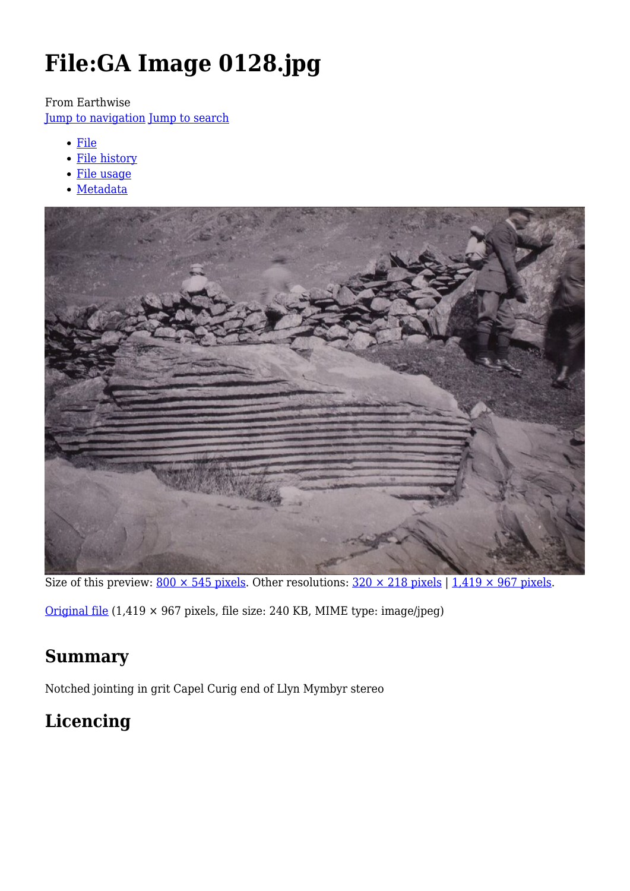# File:GA Image 0128.jpg

From Earthwise

Jump to navigation Jump to search

- File
- File history
- File usage
- Metadata

Size of this preview: 800 × 545 pixels. Other resolutions: 320 × 218 pixels | 1,419 × 967 pixels.

Original file (1,419 × 967 pixels, file size: 240 KB, MIME type: image/jpeg)

## Summary

Notched jointing in grit Capel Curig end of Llyn Mymbyr stereo

## Licencing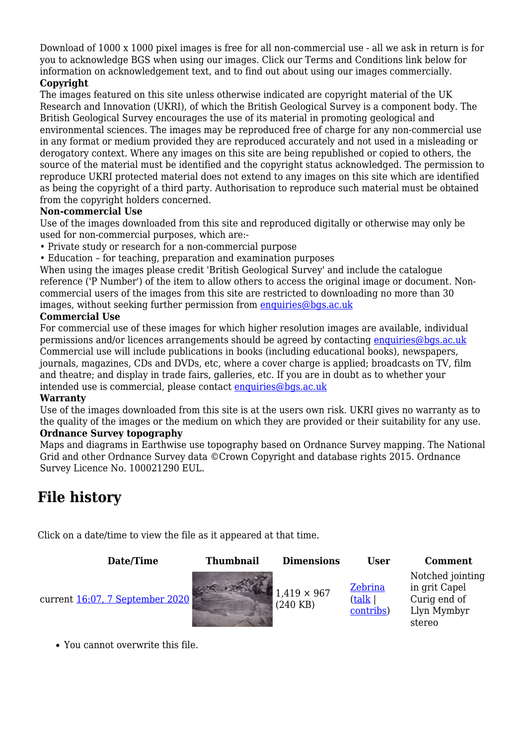Download of 1000 x 1000 pixel images is free for all non-commercial use - all we ask in return is for you to acknowledge BGS when using our images. Click our Terms and Conditions link below for information on acknowledgement text, and to find out about using our images commercially.

**Copyright**

The images featured on this site unless otherwise indicated are copyright material of the UK Research and Innovation (UKRI), of which the British Geological Survey is a component body. The British Geological Survey encourages the use of its material in promoting geological and environmental sciences. The images may be reproduced free of charge for any non-commercial use in any format or medium provided they are reproduced accurately and not used in a misleading or derogatory context. Where any images on this site are being republished or copied to others, the source of the material must be identified and the copyright status acknowledged. The permission to reproduce UKRI protected material does not extend to any images on this site which are identified as being the copyright of a third party. Authorisation to reproduce such material must be obtained from the copyright holders concerned.

**Non-commercial Use**

Use of the images downloaded from this site and reproduced digitally or otherwise may only be used for non-commercial purposes, which are:-

- Private study or research for a non-commercial purpose
- Education – for teaching, preparation and examination purposes

When using the images please credit 'British Geological Survey' and include the catalogue reference ('P Number') of the item to allow others to access the original image or document. Non-commercial users of the images from this site are restricted to downloading no more than 30 images, without seeking further permission from enquiries@bgs.ac.uk

**Commercial Use**

For commercial use of these images for which higher resolution images are available, individual permissions and/or licences arrangements should be agreed by contacting enquiries@bgs.ac.uk Commercial use will include publications in books (including educational books), newspapers, journals, magazines, CDs and DVDs, etc, where a cover charge is applied; broadcasts on TV, film and theatre; and display in trade fairs, galleries, etc. If you are in doubt as to whether your intended use is commercial, please contact enquiries@bgs.ac.uk

**Warranty**

Use of the images downloaded from this site is at the users own risk. UKRI gives no warranty as to the quality of the images or the medium on which they are provided or their suitability for any use.

**Ordnance Survey topography**

Maps and diagrams in Earthwise use topography based on Ordnance Survey mapping. The National Grid and other Ordnance Survey data ©Crown Copyright and database rights 2015. Ordnance Survey Licence No. 100021290 EUL.

## File history

Click on a date/time to view the file as it appeared at that time.

| | Date/Time | Thumbnail | Dimensions | User | Comment |
|---|---|---|---|---|---|
| current | 16:07, 7 September 2020 | | 1,419 × 967 (240 KB) | Zebrina (talk \| contribs) | Notched jointing in grit Capel Curig end of Llyn Mymbyr stereo |

- You cannot overwrite this file.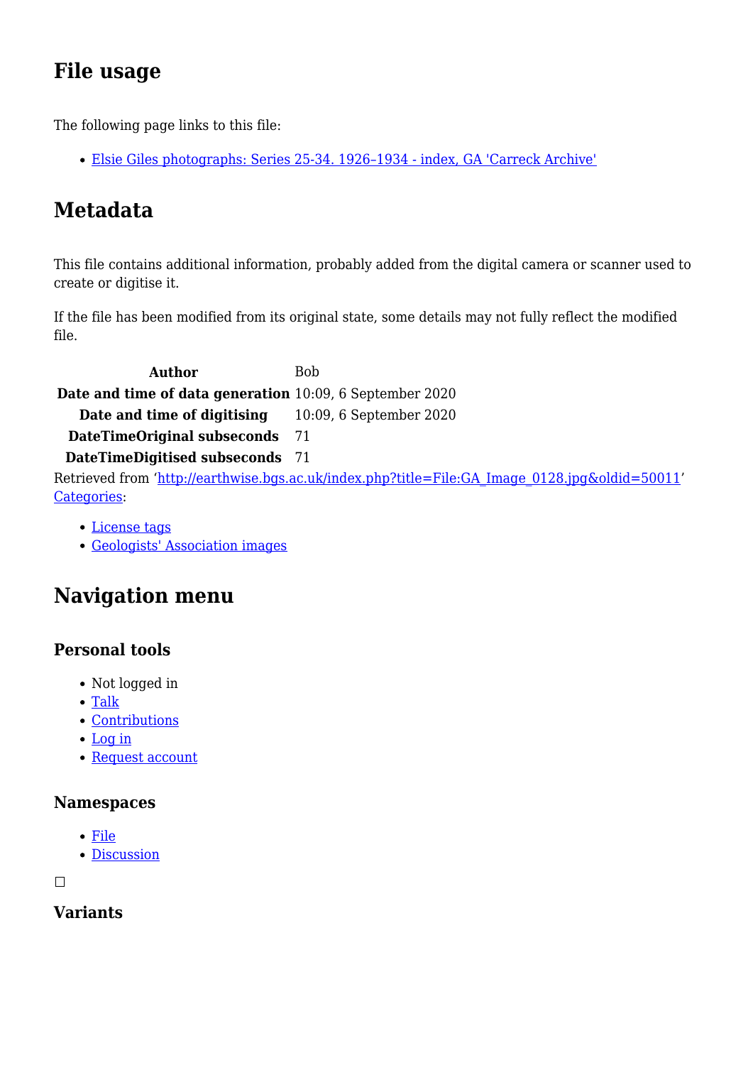## File usage

The following page links to this file:

- Elsie Giles photographs: Series 25-34. 1926–1934 - index, GA 'Carreck Archive'

## Metadata

This file contains additional information, probably added from the digital camera or scanner used to create or digitise it.

If the file has been modified from its original state, some details may not fully reflect the modified file.

| | |
|---|---|
| **Author** | Bob |
| **Date and time of data generation** | 10:09, 6 September 2020 |
| **Date and time of digitising** | 10:09, 6 September 2020 |
| **DateTimeOriginal subseconds** | 71 |
| **DateTimeDigitised subseconds** | 71 |

Retrieved from 'http://earthwise.bgs.ac.uk/index.php?title=File:GA_Image_0128.jpg&oldid=50011'
Categories:

- License tags
- Geologists' Association images

## Navigation menu

### Personal tools

- Not logged in
- Talk
- Contributions
- Log in
- Request account

### Namespaces

- File
- Discussion

☐

### Variants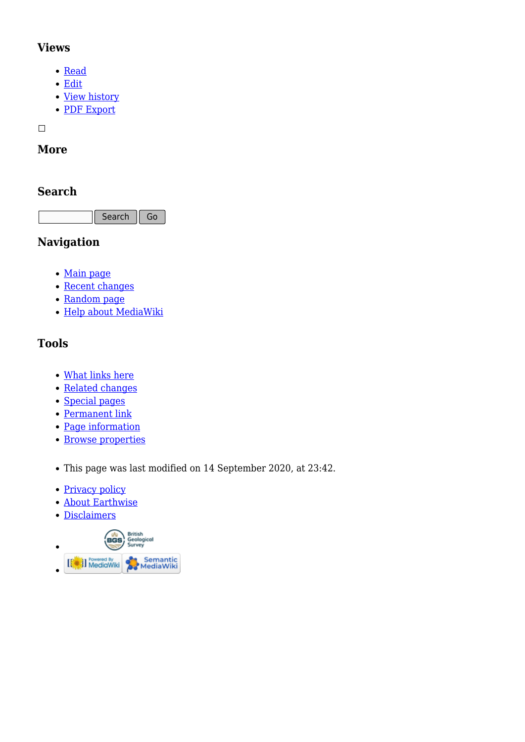### Views

- Read
- Edit
- View history
- PDF Export

☐

### More

### Search

Search Go

### Navigation

- Main page
- Recent changes
- Random page
- Help about MediaWiki

### Tools

- What links here
- Related changes
- Special pages
- Permanent link
- Page information
- Browse properties

- This page was last modified on 14 September 2020, at 23:42.

- Privacy policy
- About Earthwise
- Disclaimers